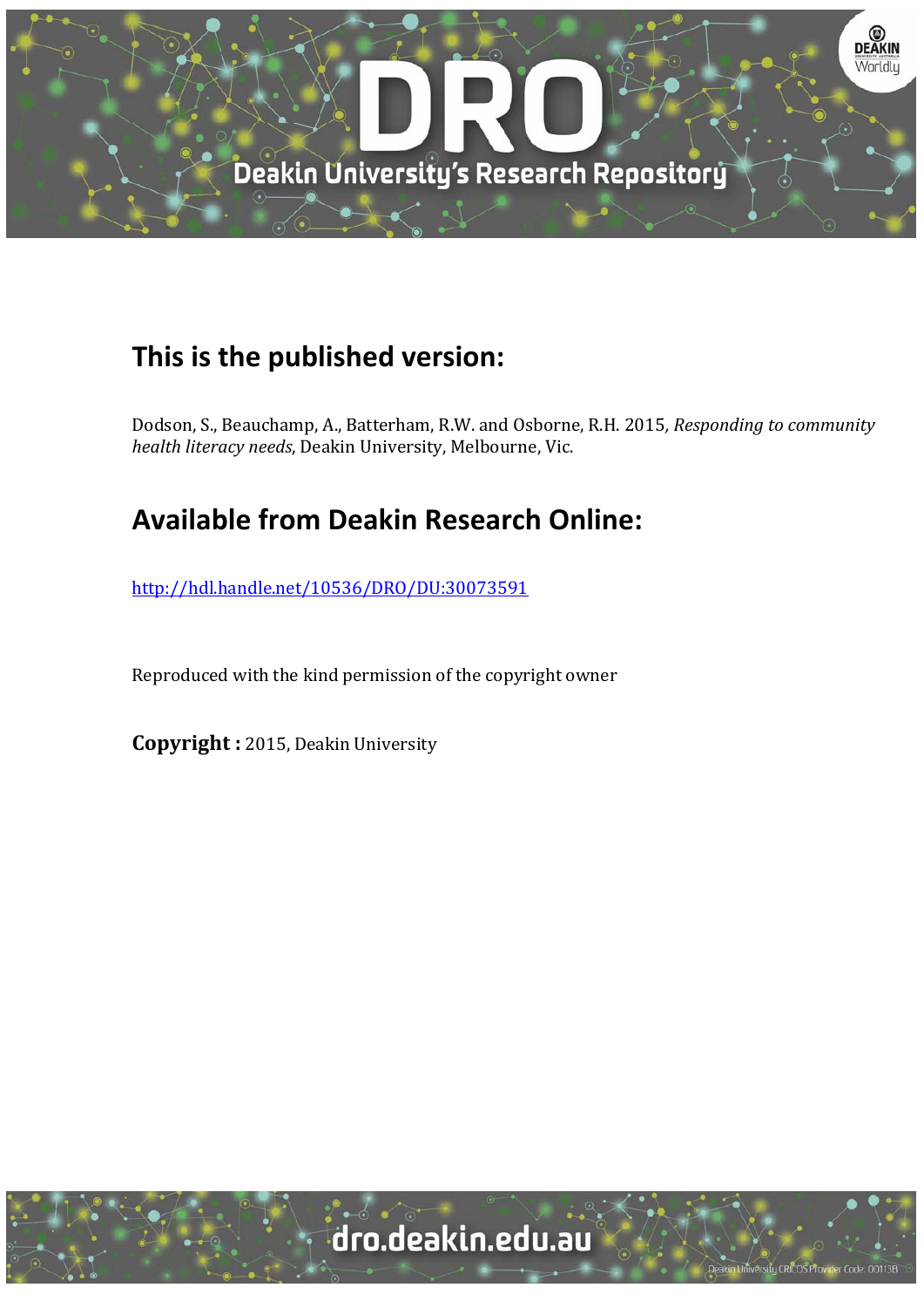# This is the published version:

Dodson, S., Beauchamp, A., Batterham, R.W. and Osborne, R.H. 2015, *Responding to community health literacy needs*, Deakin University, Melbourne, Vic.

# Available from Deakin Research Online:

http://hdl.handle.net/10536/DRO/DU:30073591

Reproduced with the kind permission of the copyright owner

**Copyright :** 2015, Deakin University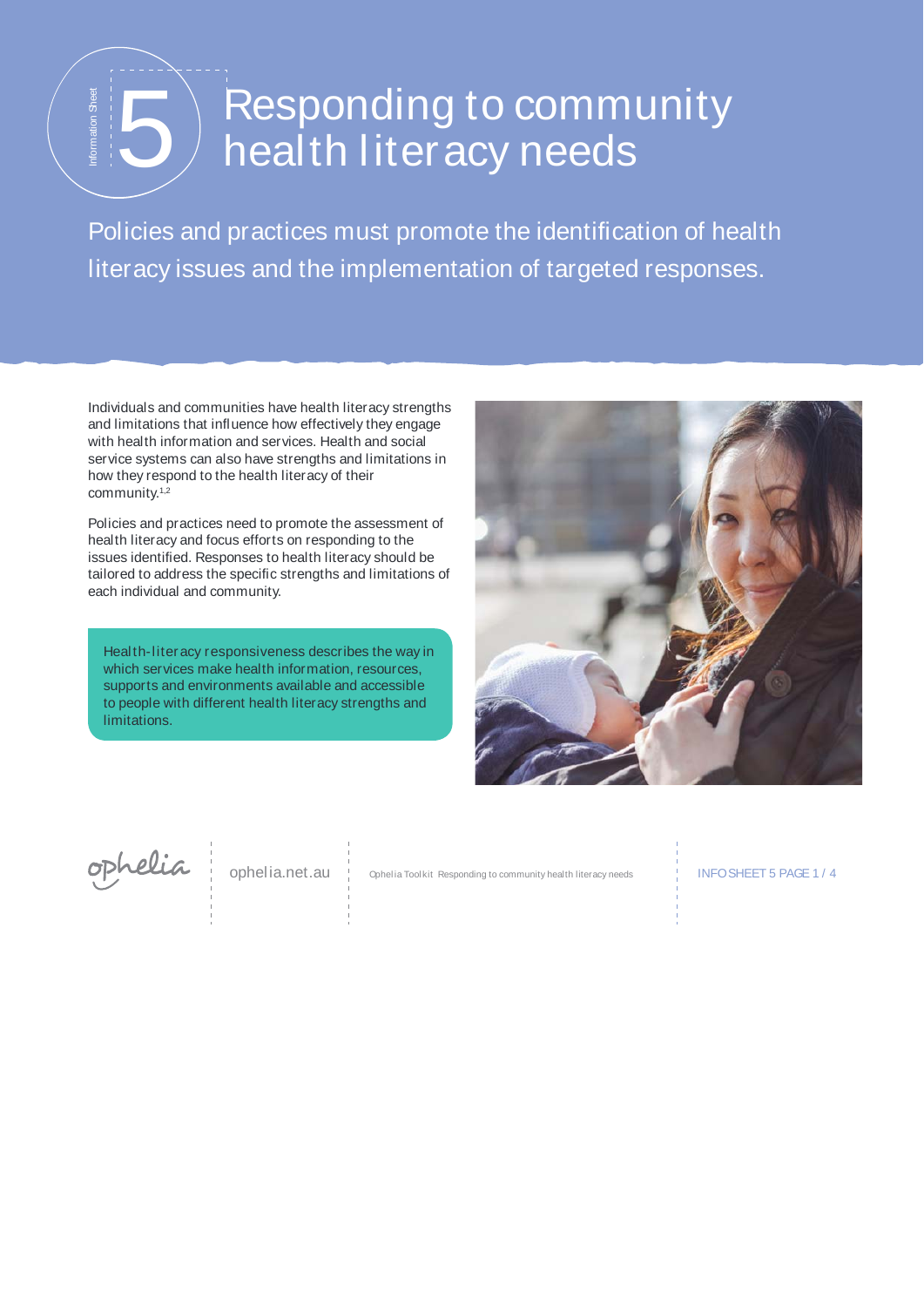Information Sheet

# 5 Responding to community health literacy needs

Policies and practices must promote the identification of health literacy issues and the implementation of targeted responses.

Individuals and communities have health literacy strengths and limitations that influence how effectively they engage with health information and services. Health and social service systems can also have strengths and limitations in how they respond to the health literacy of their community.[1,2]

Policies and practices need to promote the assessment of health literacy and focus efforts on responding to the issues identified. Responses to health literacy should be tailored to address the specific strengths and limitations of each individual and community.

> Health-literacy responsiveness describes the way in which services make health information, resources, supports and environments available and accessible to people with different health literacy strengths and limitations.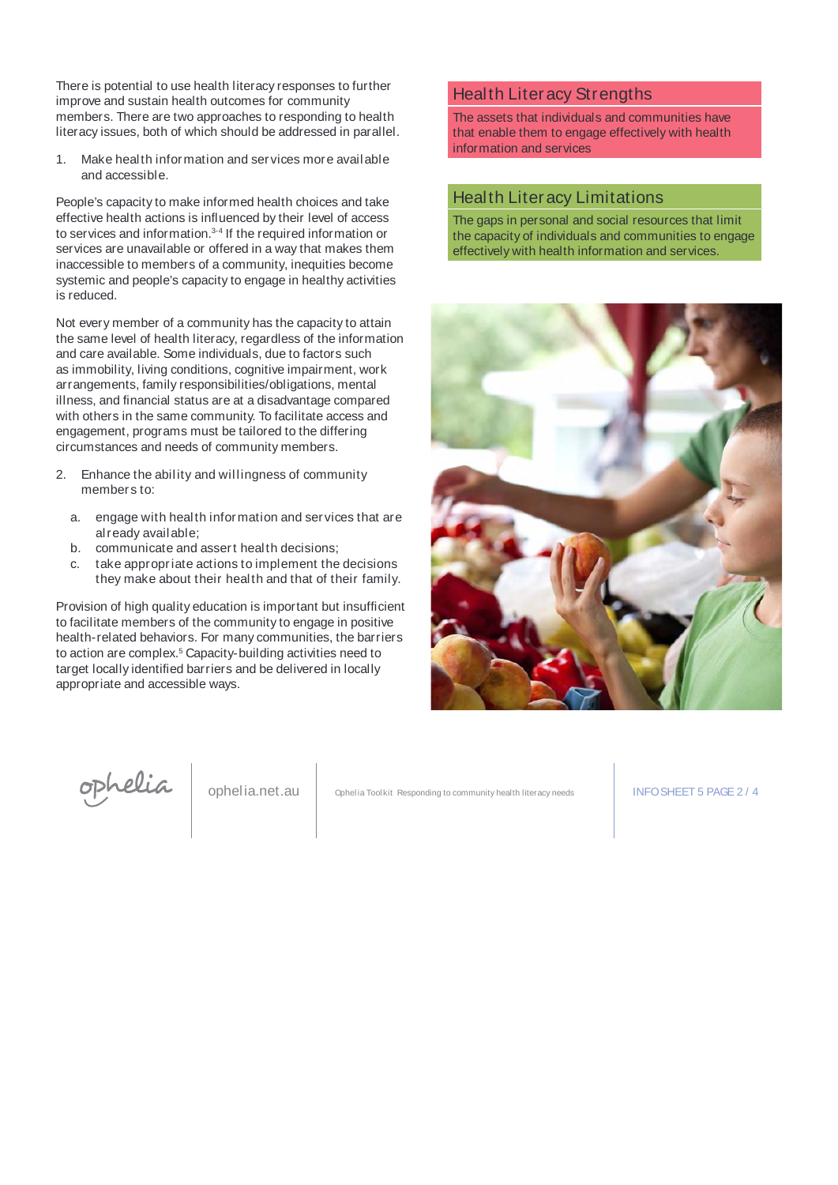There is potential to use health literacy responses to further improve and sustain health outcomes for community members. There are two approaches to responding to health literacy issues, both of which should be addressed in parallel.

1. Make health information and services more available and accessible.

People's capacity to make informed health choices and take effective health actions is influenced by their level of access to services and information.[3-4] If the required information or services are unavailable or offered in a way that makes them inaccessible to members of a community, inequities become systemic and people's capacity to engage in healthy activities is reduced.

Not every member of a community has the capacity to attain the same level of health literacy, regardless of the information and care available. Some individuals, due to factors such as immobility, living conditions, cognitive impairment, work arrangements, family responsibilities/obligations, mental illness, and financial status are at a disadvantage compared with others in the same community. To facilitate access and engagement, programs must be tailored to the differing circumstances and needs of community members.

2. Enhance the ability and willingness of community members to:
   a. engage with health information and services that are already available;
   b. communicate and assert health decisions;
   c. take appropriate actions to implement the decisions they make about their health and that of their family.

Provision of high quality education is important but insufficient to facilitate members of the community to engage in positive health-related behaviors. For many communities, the barriers to action are complex.[5] Capacity-building activities need to target locally identified barriers and be delivered in locally appropriate and accessible ways.

## Health Literacy Strengths

The assets that individuals and communities have that enable them to engage effectively with health information and services

## Health Literacy Limitations

The gaps in personal and social resources that limit the capacity of individuals and communities to engage effectively with health information and services.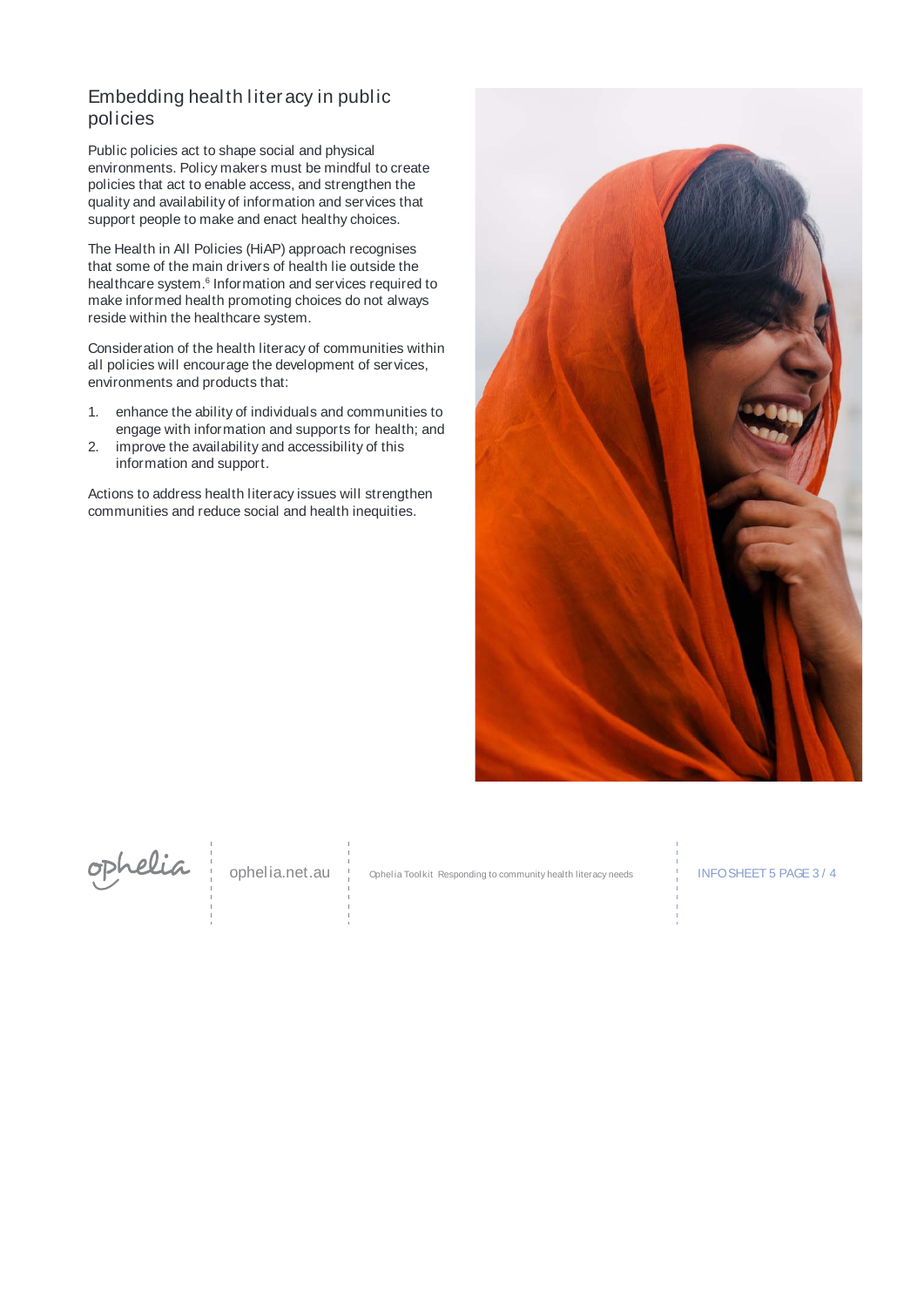## Embedding health literacy in public policies

Public policies act to shape social and physical environments. Policy makers must be mindful to create policies that act to enable access, and strengthen the quality and availability of information and services that support people to make and enact healthy choices.

The Health in All Policies (HiAP) approach recognises that some of the main drivers of health lie outside the healthcare system.[6] Information and services required to make informed health promoting choices do not always reside within the healthcare system.

Consideration of the health literacy of communities within all policies will encourage the development of services, environments and products that:

1. enhance the ability of individuals and communities to engage with information and supports for health; and
2. improve the availability and accessibility of this information and support.

Actions to address health literacy issues will strengthen communities and reduce social and health inequities.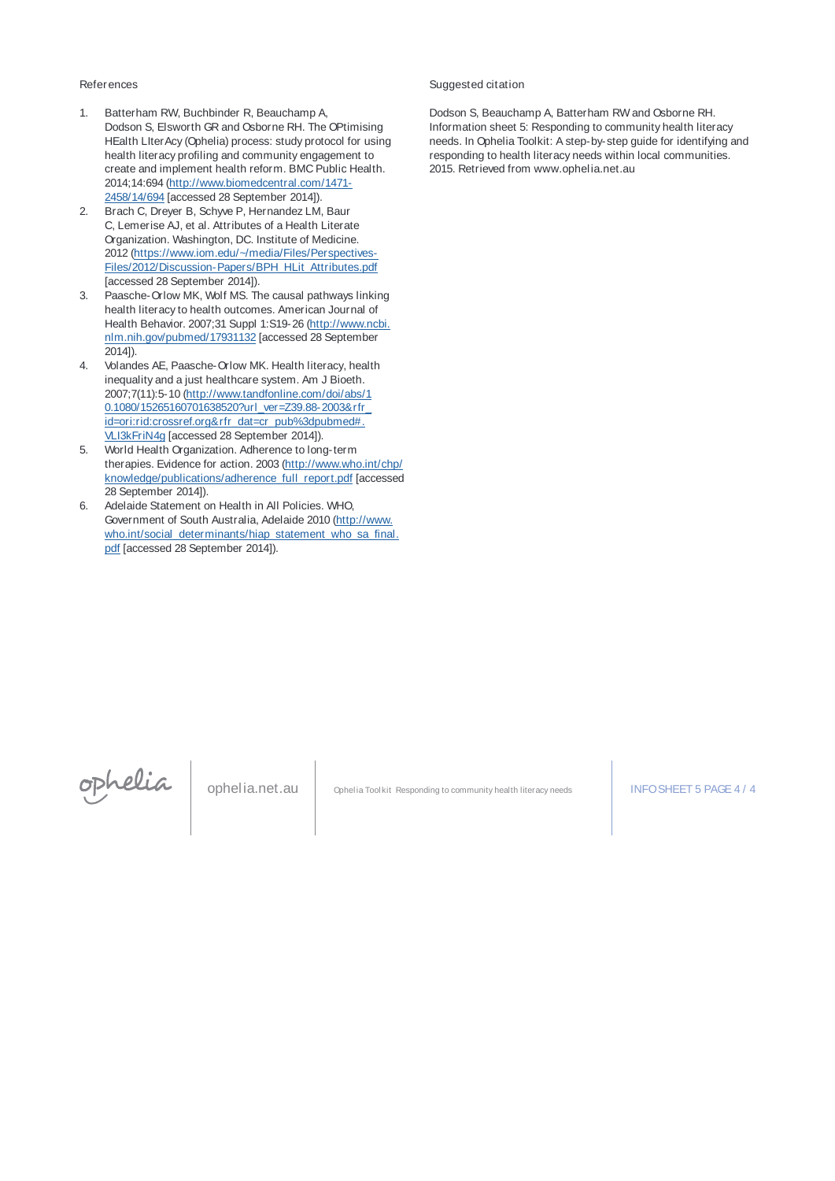## References

1. Batterham RW, Buchbinder R, Beauchamp A, Dodson S, Elsworth GR and Osborne RH. The OPtimising HEalth LIterAcy (Ophelia) process: study protocol for using health literacy profiling and community engagement to create and implement health reform. BMC Public Health. 2014;14:694 (http://www.biomedcentral.com/1471-2458/14/694 [accessed 28 September 2014]).
2. Brach C, Dreyer B, Schyve P, Hernandez LM, Baur C, Lemerise AJ, et al. Attributes of a Health Literate Organization. Washington, DC. Institute of Medicine. 2012 (https://www.iom.edu/~/media/Files/Perspectives-Files/2012/Discussion-Papers/BPH_HLit_Attributes.pdf [accessed 28 September 2014]).
3. Paasche-Orlow MK, Wolf MS. The causal pathways linking health literacy to health outcomes. American Journal of Health Behavior. 2007;31 Suppl 1:S19-26 (http://www.ncbi.nlm.nih.gov/pubmed/17931132 [accessed 28 September 2014]).
4. Volandes AE, Paasche-Orlow MK. Health literacy, health inequality and a just healthcare system. Am J Bioeth. 2007;7(11):5-10 (http://www.tandfonline.com/doi/abs/10.1080/15265160701638520?url_ver=Z39.88-2003&rfr_id=ori:rid:crossref.org&rfr_dat=cr_pub%3dpubmed#.VLI3kFriN4g [accessed 28 September 2014]).
5. World Health Organization. Adherence to long-term therapies. Evidence for action. 2003 (http://www.who.int/chp/knowledge/publications/adherence_full_report.pdf [accessed 28 September 2014]).
6. Adelaide Statement on Health in All Policies. WHO, Government of South Australia, Adelaide 2010 (http://www.who.int/social_determinants/hiap_statement_who_sa_final.pdf [accessed 28 September 2014]).

## Suggested citation

Dodson S, Beauchamp A, Batterham RW and Osborne RH. Information sheet 5: Responding to community health literacy needs. In Ophelia Toolkit: A step-by-step guide for identifying and responding to health literacy needs within local communities. 2015. Retrieved from www.ophelia.net.au